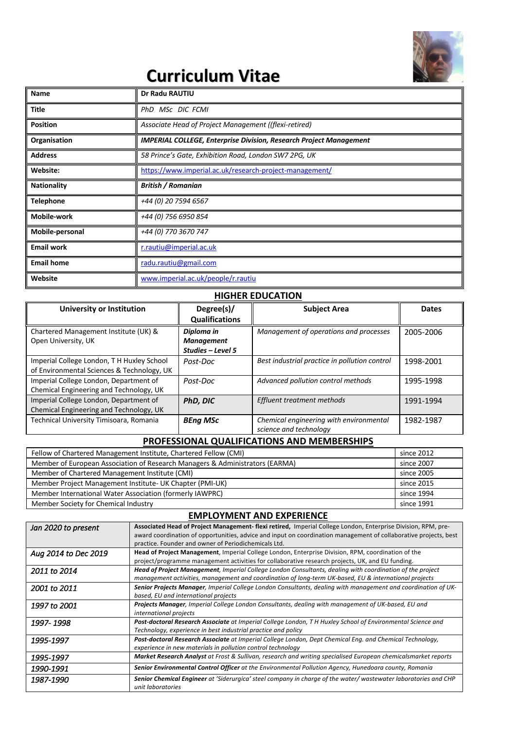# Curriculum Vitae

| | |
|---|---|
| **Name** | **Dr Radu RAUTIU** |
| **Title** | *PhD MSc DIC FCMI* |
| **Position** | *Associate Head of Project Management ((flexi-retired)* |
| **Organisation** | ***IMPERIAL COLLEGE, Enterprise Division, Research Project Management*** |
| **Address** | *58 Prince's Gate, Exhibition Road, London SW7 2PG, UK* |
| **Website:** | *https://www.imperial.ac.uk/research-project-management/* |
| **Nationality** | ***British / Romanian*** |
| **Telephone** | *+44 (0) 20 7594 6567* |
| **Mobile-work** | *+44 (0) 756 6950 854* |
| **Mobile-personal** | *+44 (0) 770 3670 747* |
| **Email work** | *r.rautiu@imperial.ac.uk* |
| **Email home** | *radu.rautiu@gmail.com* |
| **Website** | *www.imperial.ac.uk/people/r.rautiu* |

## HIGHER EDUCATION

| University or Institution | Degree(s)/ Qualifications | Subject Area | Dates |
|---|---|---|---|
| Chartered Management Institute (UK) & Open University, UK | ***Diploma in Management Studies – Level 5*** | *Management of operations and processes* | 2005-2006 |
| Imperial College London, T H Huxley School of Environmental Sciences & Technology, UK | *Post-Doc* | *Best industrial practice in pollution control* | 1998-2001 |
| Imperial College London, Department of Chemical Engineering and Technology, UK | *Post-Doc* | *Advanced pollution control methods* | 1995-1998 |
| Imperial College London, Department of Chemical Engineering and Technology, UK | ***PhD, DIC*** | *Effluent treatment methods* | 1991-1994 |
| Technical University Timisoara, Romania | ***BEng MSc*** | *Chemical engineering with environmental science and technology* | 1982-1987 |

## PROFESSIONAL QUALIFICATIONS AND MEMBERSHIPS

| | |
|---|---|
| Fellow of Chartered Management Institute, Chartered Fellow (CMI) | since 2012 |
| Member of European Association of Research Managers & Administrators (EARMA) | since 2007 |
| Member of Chartered Management Institute (CMI) | since 2005 |
| Member Project Management Institute- UK Chapter (PMI-UK) | since 2015 |
| Member International Water Association (formerly IAWPRC) | since 1994 |
| Member Society for Chemical Industry | since 1991 |

## EMPLOYMENT AND EXPERIENCE

| | |
|---|---|
| *Jan 2020 to present* | **Associated Head of Project Management- flexi retired,** Imperial College London, Enterprise Division, RPM, pre-award coordination of opportunities, advice and input on coordination management of collaborative projects, best practice. Founder and owner of Periodichemicals Ltd. |
| *Aug 2014 to Dec 2019* | **Head of Project Management**, Imperial College London, Enterprise Division, RPM, coordination of the project/programme management activities for collaborative research projects, UK, and EU funding. |
| *2011 to 2014* | ***Head of Project Management**, Imperial College London Consultants, dealing with coordination of the project management activities, management and coordination of long-term UK-based, EU & international projects* |
| *2001 to 2011* | ***Senior Projects Manager**, Imperial College London Consultants, dealing with management and coordination of UK-based, EU and international projects* |
| *1997 to 2001* | ***Projects Manager**, Imperial College London Consultants, dealing with management of UK-based, EU and international projects* |
| *1997- 1998* | ***Post-doctoral Research Associate** at Imperial College London, T H Huxley School of Environmental Science and Technology, experience in best industrial practice and policy* |
| *1995-1997* | ***Post-doctoral Research Associate** at Imperial College London, Dept Chemical Eng. and Chemical Technology, experience in new materials in pollution control technology* |
| *1995-1997* | ***Market Research Analyst** at Frost & Sullivan, research and writing specialised European chemicalsmarket reports* |
| *1990-1991* | ***Senior Environmental Control Officer** at the Environmental Pollution Agency, Hunedoara county, Romania* |
| *1987-1990* | ***Senior Chemical Engineer** at 'Siderurgica' steel company in charge of the water/ wastewater laboratories and CHP unit laboratories* |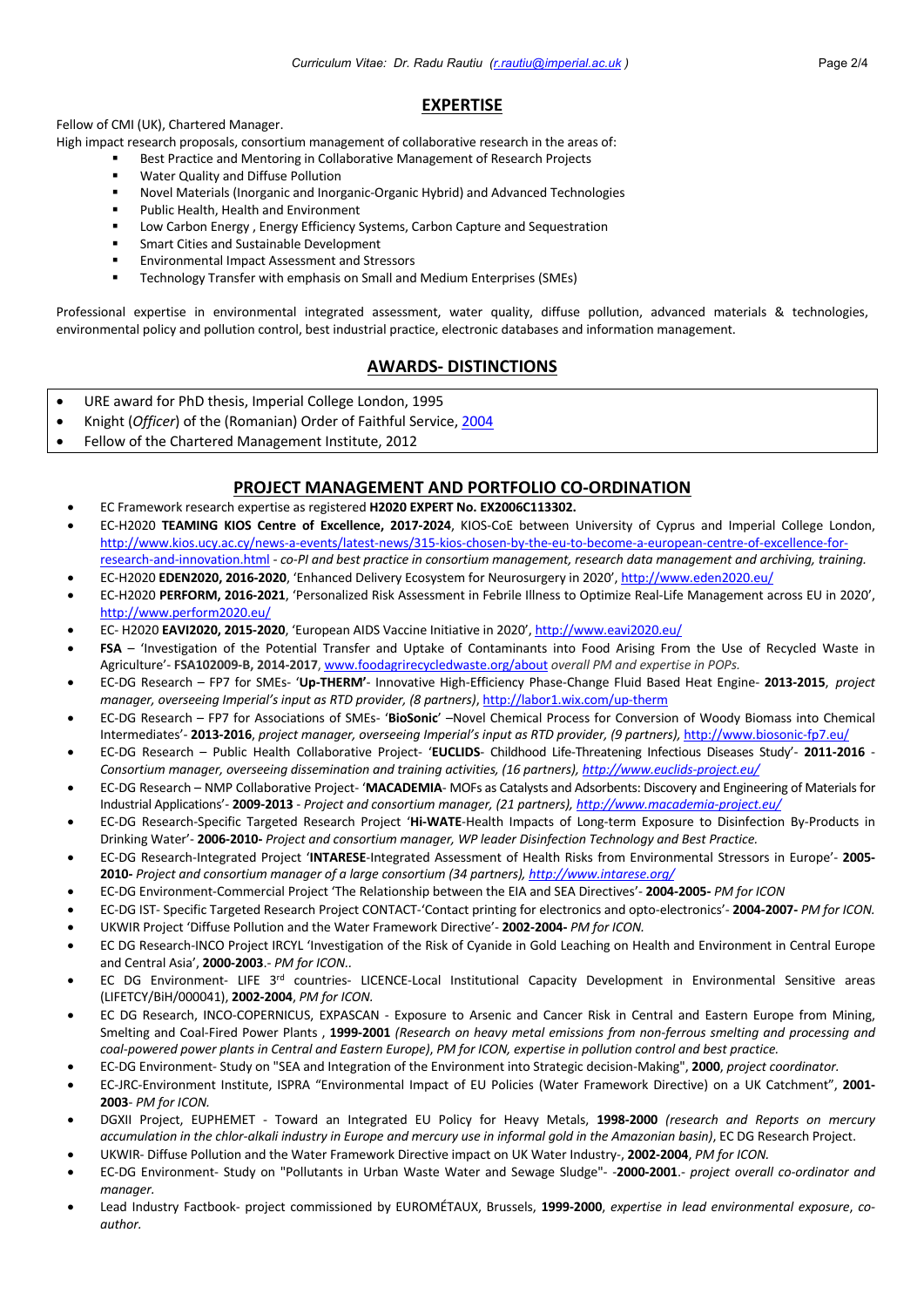## EXPERTISE

Fellow of CMI (UK), Chartered Manager.

High impact research proposals, consortium management of collaborative research in the areas of:

- Best Practice and Mentoring in Collaborative Management of Research Projects
- Water Quality and Diffuse Pollution
- Novel Materials (Inorganic and Inorganic-Organic Hybrid) and Advanced Technologies
- Public Health, Health and Environment
- Low Carbon Energy , Energy Efficiency Systems, Carbon Capture and Sequestration
- Smart Cities and Sustainable Development
- Environmental Impact Assessment and Stressors
- Technology Transfer with emphasis on Small and Medium Enterprises (SMEs)

Professional expertise in environmental integrated assessment, water quality, diffuse pollution, advanced materials & technologies, environmental policy and pollution control, best industrial practice, electronic databases and information management.

## AWARDS- DISTINCTIONS

- URE award for PhD thesis, Imperial College London, 1995
- Knight (*Officer*) of the (Romanian) Order of Faithful Service, 2004
- Fellow of the Chartered Management Institute, 2012

## PROJECT MANAGEMENT AND PORTFOLIO CO-ORDINATION

- EC Framework research expertise as registered **H2020 EXPERT No. EX2006C113302.**
- EC-H2020 **TEAMING KIOS Centre of Excellence, 2017-2024**, KIOS-CoE between University of Cyprus and Imperial College London, http://www.kios.ucy.ac.cy/news-a-events/latest-news/315-kios-chosen-by-the-eu-to-become-a-european-centre-of-excellence-for-research-and-innovation.html *- co-PI and best practice in consortium management, research data management and archiving, training.*
- EC-H2020 **EDEN2020, 2016-2020**, 'Enhanced Delivery Ecosystem for Neurosurgery in 2020', http://www.eden2020.eu/
- EC-H2020 **PERFORM, 2016-2021**, 'Personalized Risk Assessment in Febrile Illness to Optimize Real-Life Management across EU in 2020', http://www.perform2020.eu/
- EC- H2020 **EAVI2020, 2015-2020**, 'European AIDS Vaccine Initiative in 2020', http://www.eavi2020.eu/
- **FSA** – 'Investigation of the Potential Transfer and Uptake of Contaminants into Food Arising From the Use of Recycled Waste in Agriculture'- **FSA102009-B, 2014-2017**, www.foodagrirecycledwaste.org/about *overall PM and expertise in POPs.*
- EC-DG Research – FP7 for SMEs- '**Up-THERM'**- Innovative High-Efficiency Phase-Change Fluid Based Heat Engine- **2013-2015**, *project manager, overseeing Imperial's input as RTD provider, (8 partners)*, http://labor1.wix.com/up-therm
- EC-DG Research – FP7 for Associations of SMEs- '**BioSonic'** –Novel Chemical Process for Conversion of Woody Biomass into Chemical Intermediates'- **2013-2016**, *project manager, overseeing Imperial's input as RTD provider, (9 partners),* http://www.biosonic-fp7.eu/
- EC-DG Research – Public Health Collaborative Project- '**EUCLIDS**- Childhood Life-Threatening Infectious Diseases Study'- **2011-2016** - *Consortium manager, overseeing dissemination and training activities, (16 partners), http://www.euclids-project.eu/*
- EC-DG Research – NMP Collaborative Project- '**MACADEMIA**- MOFs as Catalysts and Adsorbents: Discovery and Engineering of Materials for Industrial Applications'- **2009-2013** - *Project and consortium manager, (21 partners), http://www.macademia-project.eu/*
- EC-DG Research-Specific Targeted Research Project '**Hi-WATE**-Health Impacts of Long-term Exposure to Disinfection By-Products in Drinking Water'- **2006-2010-** *Project and consortium manager, WP leader Disinfection Technology and Best Practice.*
- EC-DG Research-Integrated Project '**INTARESE**-Integrated Assessment of Health Risks from Environmental Stressors in Europe'- **2005-2010-** *Project and consortium manager of a large consortium (34 partners), http://www.intarese.org/*
- EC-DG Environment-Commercial Project 'The Relationship between the EIA and SEA Directives'- **2004-2005-** *PM for ICON*
- EC-DG IST- Specific Targeted Research Project CONTACT-'Contact printing for electronics and opto-electronics'- **2004-2007-** *PM for ICON.*
- UKWIR Project 'Diffuse Pollution and the Water Framework Directive'- **2002-2004-** *PM for ICON.*
- EC DG Research-INCO Project IRCYL 'Investigation of the Risk of Cyanide in Gold Leaching on Health and Environment in Central Europe and Central Asia', **2000-2003**.- *PM for ICON..*
- EC DG Environment- LIFE 3rd countries- LICENCE-Local Institutional Capacity Development in Environmental Sensitive areas (LIFETCY/BiH/000041), **2002-2004**, *PM for ICON.*
- EC DG Research, INCO-COPERNICUS, EXPASCAN - Exposure to Arsenic and Cancer Risk in Central and Eastern Europe from Mining, Smelting and Coal-Fired Power Plants , **1999-2001** *(Research on heavy metal emissions from non-ferrous smelting and processing and coal-powered power plants in Central and Eastern Europe)*, *PM for ICON, expertise in pollution control and best practice.*
- EC-DG Environment- Study on "SEA and Integration of the Environment into Strategic decision-Making", **2000**, *project coordinator.*
- EC-JRC-Environment Institute, ISPRA "Environmental Impact of EU Policies (Water Framework Directive) on a UK Catchment", **2001-2003**- *PM for ICON.*
- DGXII Project, EUPHEMET - Toward an Integrated EU Policy for Heavy Metals, **1998-2000** *(research and Reports on mercury accumulation in the chlor-alkali industry in Europe and mercury use in informal gold in the Amazonian basin)*, EC DG Research Project.
- UKWIR- Diffuse Pollution and the Water Framework Directive impact on UK Water Industry-, **2002-2004**, *PM for ICON.*
- EC-DG Environment- Study on "Pollutants in Urban Waste Water and Sewage Sludge"- -**2000-2001**.- *project overall co-ordinator and manager.*
- Lead Industry Factbook- project commissioned by EUROMÉTAUX, Brussels, **1999-2000**, *expertise in lead environmental exposure*, *co-author.*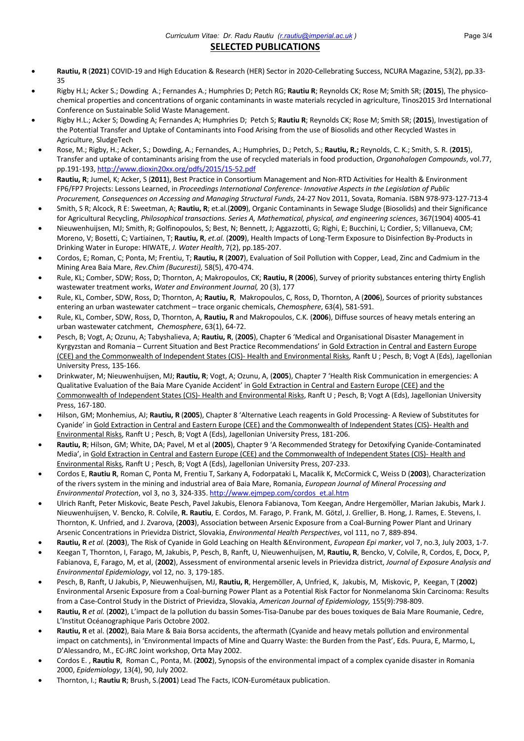## SELECTED PUBLICATIONS

- **Rautiu, R** (**2021**) COVID-19 and High Education & Research (HER) Sector in 2020-Cellebrating Success, NCURA Magazine, 53(2), pp.33-35
- Rigby H.L; Acker S.; Dowding A.; Fernandes A.; Humphries D; Petch RG; **Rautiu R**; Reynolds CK; Rose M; Smith SR; (**2015**), The physico-chemical properties and concentrations of organic contaminants in waste materials recycled in agriculture, Tinos2015 3rd International Conference on Sustainable Solid Waste Management.
- Rigby H.L.; Acker S; Dowding A; Fernandes A; Humphries D; Petch S; **Rautiu R**; Reynolds CK; Rose M; Smith SR; (**2015**), Investigation of the Potential Transfer and Uptake of Contaminants into Food Arising from the use of Biosolids and other Recycled Wastes in Agriculture, SludgeTech
- Rose, M.; Rigby, H.; Acker, S.; Dowding, A.; Fernandes, A.; Humphries, D.; Petch, S.; **Rautiu, R.;** Reynolds, C. K.; Smith, S. R. (**2015**), Transfer and uptake of contaminants arising from the use of recycled materials in food production, *Organohalogen Compounds*, vol.77, pp.191-193, http://www.dioxin20xx.org/pdfs/2015/15-52.pdf
- **Rautiu, R**; Jumel, K; Acker, S (**2011**), Best Practice in Consortium Management and Non-RTD Activities for Health & Environment FP6/FP7 Projects: Lessons Learned, in *Proceedings International Conference- Innovative Aspects in the Legislation of Public Procurement, Consequences on Accessing and Managing Structural Funds*, 24-27 Nov 2011, Sovata, Romania. ISBN 978-973-127-713-4
- Smith, S R; Alcock, R E: Sweetman, A; **Rautiu, R**; et.al.(**2009**), Organic Contaminants in Sewage Sludge (Biosolids) and their Significance for Agricultural Recycling, *Philosophical transactions. Series A, Mathematical, physical, and engineering sciences*, 367(1904) 4005-41
- Nieuwenhuijsen, MJ; Smith, R; Golfinopoulos, S; Best, N; Bennett, J; Aggazzotti, G; Righi, E; Bucchini, L; Cordier, S; Villanueva, CM; Moreno, V; Bosetti, C; Vartiainen, T; **Rautiu, R**, *et.al.* (**2009**), Health Impacts of Long-Term Exposure to Disinfection By-Products in Drinking Water in Europe: HIWATE, *J. Water Health*, 7(2), pp.185-207.
- Cordos, E; Roman, C; Ponta, M; Frentiu, T; **Rautiu, R** (**2007**), Evaluation of Soil Pollution with Copper, Lead, Zinc and Cadmium in the Mining Area Baia Mare, *Rev.Chim (Bucuresti),* 58(5), 470-474.
- Rule, KL; Comber, SDW; Ross, D; Thornton, A; Makropoulos, CK; **Rautiu, R** (**2006**), Survey of priority substances entering thirty English wastewater treatment works, *Water and Environment Journal,* 20 (3), 177
- Rule, KL, Comber, SDW, Ross, D; Thornton, A; **Rautiu, R**, Makropoulos, C, Ross, D, Thornton, A (**2006**), Sources of priority substances entering an urban wastewater catchment – trace organic chemicals, *Chemosphere*, 63(4), 581-591.
- Rule, KL, Comber, SDW, Ross, D, Thornton, A, **Rautiu, R** and Makropoulos, C.K. (**2006**), Diffuse sources of heavy metals entering an urban wastewater catchment, *Chemosphere*, 63(1), 64-72.
- Pesch, B; Vogt, A; Ozunu, A; Tabyshalieva, A; **Rautiu, R**, (**2005**), Chapter 6 'Medical and Organisational Disaster Management in Kyrgyzstan and Romania – Current Situation and Best Practice Recommendations' in Gold Extraction in Central and Eastern Europe (CEE) and the Commonwealth of Independent States (CIS)- Health and Environmental Risks, Ranft U ; Pesch, B; Vogt A (Eds), Jagellonian University Press, 135-166.
- Drinkwater, M; Nieuwenhuijsen, MJ; **Rautiu, R**; Vogt, A; Ozunu, A, (**2005**), Chapter 7 'Health Risk Communication in emergencies: A Qualitative Evaluation of the Baia Mare Cyanide Accident' in Gold Extraction in Central and Eastern Europe (CEE) and the Commonwealth of Independent States (CIS)- Health and Environmental Risks, Ranft U ; Pesch, B; Vogt A (Eds), Jagellonian University Press, 167-180.
- Hilson, GM; Monhemius, AJ; **Rautiu, R** (**2005**), Chapter 8 'Alternative Leach reagents in Gold Processing- A Review of Substitutes for Cyanide' in Gold Extraction in Central and Eastern Europe (CEE) and the Commonwealth of Independent States (CIS)- Health and Environmental Risks, Ranft U ; Pesch, B; Vogt A (Eds), Jagellonian University Press, 181-206.
- **Rautiu, R**; Hilson, GM; White, DA; Pavel, M et al (**2005**), Chapter 9 'A Recommended Strategy for Detoxifying Cyanide-Contaminated Media', in Gold Extraction in Central and Eastern Europe (CEE) and the Commonwealth of Independent States (CIS)- Health and Environmental Risks, Ranft U ; Pesch, B; Vogt A (Eds), Jagellonian University Press, 207-233.
- Cordos E, **Rautiu R**, Roman C, Ponta M, Frentiu T, Sarkany A, Fodorpataki L, Macalik K, McCormick C, Weiss D (**2003**), Characterization of the rivers system in the mining and industrial area of Baia Mare, Romania, *European Journal of Mineral Processing and Environmental Protection*, vol 3, no 3, 324-335. http://www.ejmpep.com/cordos_et.al.htm
- Ulrich Ranft, Peter Miskovic, Beate Pesch, Pavel Jakubis, Elenora Fabianova, Tom Keegan, Andre Hergemöller, Marian Jakubis, Mark J. Nieuwenhuijsen, V. Bencko, R. Colvile, **R. Rautiu**, E. Cordos, M. Farago, P. Frank, M. Götzl, J. Grellier, B. Hong, J. Rames, E. Stevens, I. Thornton, K. Unfried, and J. Zvarova, (**2003**), Association between Arsenic Exposure from a Coal-Burning Power Plant and Urinary Arsenic Concentrations in Prievidza District, Slovakia, *Environmental Health Perspectives*, vol 111, no 7, 889-894.
- **Rautiu, R** *et al.* (**2003**), The Risk of Cyanide in Gold Leaching on Health &Environment, *European Epi marker*, vol 7, no.3, July 2003, 1-7.
- Keegan T, Thornton, I, Farago, M, Jakubis, P, Pesch, B, Ranft, U, Nieuwenhuijsen, M, **Rautiu, R**, Bencko, V, Colvile, R, Cordos, E, Docx, P, Fabianova, E, Farago, M, et al, (**2002**), Assessment of environmental arsenic levels in Prievidza district, *Journal of Exposure Analysis and Environmental Epidemiology*, vol 12, no. 3, 179-185.
- Pesch, B, Ranft, U Jakubis, P, Nieuwenhuijsen, MJ, **Rautiu, R**, Hergemöller, A, Unfried, K, Jakubis, M, Miskovic, P, Keegan, T (**2002**) Environmental Arsenic Exposure from a Coal-burning Power Plant as a Potential Risk Factor for Nonmelanoma Skin Carcinoma: Results from a Case-Control Study in the District of Prievidza, Slovakia, *American Journal of Epidemiology,* 155(9):798-809.
- **Rautiu, R** *et al.* (**2002**), L'impact de la pollution du bassin Somes-Tisa-Danube par des boues toxiques de Baia Mare Roumanie, Cedre, L'Institut Océanographique Paris Octobre 2002.
- **Rautiu, R** et al. (**2002**), Baia Mare & Baia Borsa accidents, the aftermath (Cyanide and heavy metals pollution and environmental impact on catchments), in 'Environmental Impacts of Mine and Quarry Waste: the Burden from the Past', Eds. Puura, E, Marmo, L, D'Alessandro, M., EC-JRC Joint workshop, Orta May 2002.
- Cordos E. , **Rautiu R**, Roman C., Ponta, M. (**2002**), Synopsis of the environmental impact of a complex cyanide disaster in Romania 2000, *Epidemiology*, 13(4), 90, July 2002.
- Thornton, I.; **Rautiu R**; Brush, S.(**2001**) Lead The Facts, ICON-Eurométaux publication.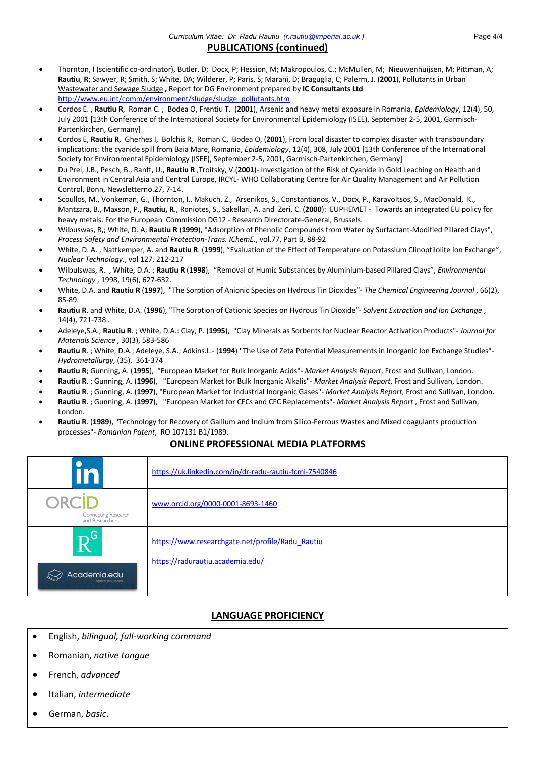## PUBLICATIONS (continued)

- Thornton, I (scientific co-ordinator), Butler, D; Docx, P; Hession, M; Makropoulos, C.; McMullen, M; Nieuwenhuijsen, M; Pittman, A; **Rautiu, R**; Sawyer, R; Smith, S; White, DA; Wilderer, P; Paris, S; Marani, D; Braguglia, C; Palerm, J. (**2001**), Pollutants in Urban Wastewater and Sewage Sludge **,** Report for DG Environment prepared by **IC Consultants Ltd** http://www.eu.int/comm/environment/sludge/sludge_pollutants.htm
- Cordos E. , **Rautiu R**, Roman C. , Bodea O, Frentiu T. (**2001**), Arsenic and heavy metal exposure in Romania, *Epidemiology*, 12(4), 50, July 2001 [13th Conference of the International Society for Environmental Epidemiology (ISEE), September 2-5, 2001, Garmisch-Partenkirchen, Germany]
- Cordos E, **Rautiu R**, Gherhes I, Bolchis R, Roman C, Bodea O, (**2001**), From local disaster to complex disaster with transboundary implications: the cyanide spill from Baia Mare, Romania, *Epidemiology*, 12(4), 308, July 2001 [13th Conference of the International Society for Environmental Epidemiology (ISEE), September 2-5, 2001, Garmisch-Partenkirchen, Germany]
- Du Prel, J.B., Pesch, B., Ranft, U., **Rautiu R** ,Troitsky, V.(**2001**)- Investigation of the Risk of Cyanide in Gold Leaching on Health and Environment in Central Asia and Central Europe, IRCYL- WHO Collaborating Centre for Air Quality Management and Air Pollution Control, Bonn, Newsletterno.27, 7-14.
- Scoullos, M., Vonkeman, G., Thornton, I., Makuch, Z., Arsenikos, S., Constantianos, V., Docx, P., Karavoltsos, S., MacDonald, K., Mantzara, B., Maxson, P., **Rautiu, R.**, Roniotes, S., Sakellari, A. and Zeri, C. (**2000**): EUPHEMET - Towards an integrated EU policy for heavy metals. For the European Commission DG12 - Research Directorate-General, Brussels.
- Wilbuswas, R,; White, D. A; **Rautiu R** (**1999**), "Adsorption of Phenolic Compounds from Water by Surfactant-Modified Pillared Clays", *Process Safety and Environmental Protection-Trans. IChemE.*, vol.77, Part B, 88-92
- White, D. A. , Nattkemper, A. and **Rautiu R**. (**1999**), "Evaluation of the Effect of Temperature on Potassium Clinoptilolite Ion Exchange", *Nuclear Technology.*, vol 127, 212-217
- Wilbulswas, R. , White, D.A. ; **Rautiu R** (**1998**), "Removal of Humic Substances by Aluminium-based Pillared Clays", *Environmental Technology* , 1998, 19(6), 627-632.
- White, D.A. and **Rautiu R** (**1997**), "The Sorption of Anionic Species on Hydrous Tin Dioxides"- *The Chemical Engineering Journal* , 66(2), 85-89.
- **Rautiu R**. and White, D.A. (**1996**), "The Sorption of Cationic Species on Hydrous Tin Dioxide"- *Solvent Extraction and Ion Exchange* , 14(4), 721-738 .
- Adeleye,S.A.; **Rautiu R**. ; White, D.A.: Clay, P. (**1995**), "Clay Minerals as Sorbents for Nuclear Reactor Activation Products"- *Journal for Materials Science* , 30(3), 583-586
- **Rautiu R**. ; White, D.A.; Adeleye, S.A.; Adkins.L.- (**1994**) "The Use of Zeta Potential Measurements in Inorganic Ion Exchange Studies"- *Hydrometallurgy*, (35), 361-374
- **Rautiu R**; Gunning, A. (**1995**), "European Market for Bulk Inorganic Acids"- *Market Analysis Report*, Frost and Sullivan, London.
- **Rautiu R**. ; Gunning, A. (**1996**), "European Market for Bulk Inorganic Alkalis"- *Market Analysis Report*, Frost and Sullivan, London.
- **Rautiu R**. ; Gunning, A. (**1997**), "European Market for Industrial Inorganic Gases"- *Market Analysis Report*, Frost and Sullivan, London.
- **Rautiu R**. ; Gunning, A. (**1997**), "European Market for CFCs and CFC Replacements"- *Market Analysis Report* , Frost and Sullivan, London.
- **Rautiu R**. (**1989**), "Technology for Recovery of Gallium and Indium from Silico-Ferrous Wastes and Mixed coagulants production processes"- *Romanian Patent*, RO 107131 B1/1989.

## ONLINE PROFESSIONAL MEDIA PLATFORMS

| | |
|---|---|
| in | https://uk.linkedin.com/in/dr-radu-rautiu-fcmi-7540846 |
| ORCID Connecting Research and Researchers | www.orcid.org/0000-0001-8693-1460 |
| R[G] | https://www.researchgate.net/profile/Radu_Rautiu |
| Academia.edu share research | https://radurautiu.academia.edu/ |

## LANGUAGE PROFICIENCY

- English, *bilingual, full-working command*
- Romanian, *native tongue*
- French, *advanced*
- Italian, *intermediate*
- German, *basic*.